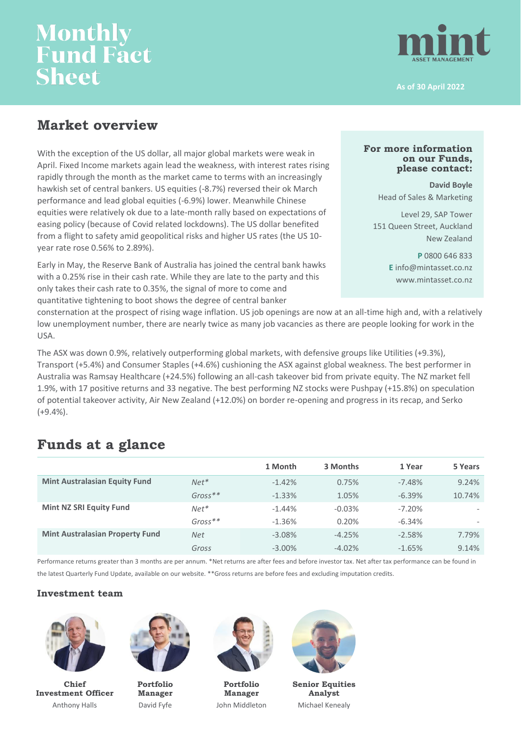# Monthly Fund Fact Sheet

mint ASSET MANAGEMENT

As of 30 April 2022

## Market overview

With the exception of the US dollar, all major global markets were weak in April. Fixed Income markets again lead the weakness, with interest rates rising rapidly through the month as the market came to terms with an increasingly hawkish set of central bankers. US equities (-8.7%) reversed their ok March performance and lead global equities (-6.9%) lower. Meanwhile Chinese equities were relatively ok due to a late-month rally based on expectations of easing policy (because of Covid related lockdowns). The US dollar benefited from a flight to safety amid geopolitical risks and higher US rates (the US 10-year rate rose 0.56% to 2.89%).

Early in May, the Reserve Bank of Australia has joined the central bank hawks with a 0.25% rise in their cash rate. While they are late to the party and this only takes their cash rate to 0.35%, the signal of more to come and quantitative tightening to boot shows the degree of central banker consternation at the prospect of rising wage inflation. US job openings are now at an all-time high and, with a relatively low unemployment number, there are nearly twice as many job vacancies as there are people looking for work in the USA.

The ASX was down 0.9%, relatively outperforming global markets, with defensive groups like Utilities (+9.3%), Transport (+5.4%) and Consumer Staples (+4.6%) cushioning the ASX against global weakness. The best performer in Australia was Ramsay Healthcare (+24.5%) following an all-cash takeover bid from private equity. The NZ market fell 1.9%, with 17 positive returns and 33 negative. The best performing NZ stocks were Pushpay (+15.8%) on speculation of potential takeover activity, Air New Zealand (+12.0%) on border re-opening and progress in its recap, and Serko (+9.4%).

**For more information on our Funds, please contact:**

**David Boyle**
Head of Sales & Marketing

Level 29, SAP Tower
151 Queen Street, Auckland
New Zealand

**P** 0800 646 833
**E** info@mintasset.co.nz
www.mintasset.co.nz

## Funds at a glance

| | | 1 Month | 3 Months | 1 Year | 5 Years |
|---|---|---|---|---|---|
| **Mint Australasian Equity Fund** | *Net** | -1.42% | 0.75% | -7.48% | 9.24% |
| | *Gross*** | -1.33% | 1.05% | -6.39% | 10.74% |
| **Mint NZ SRI Equity Fund** | *Net** | -1.44% | -0.03% | -7.20% | - |
| | *Gross*** | -1.36% | 0.20% | -6.34% | - |
| **Mint Australasian Property Fund** | *Net* | -3.08% | -4.25% | -2.58% | 7.79% |
| | *Gross* | -3.00% | -4.02% | -1.65% | 9.14% |

Performance returns greater than 3 months are per annum. *Net returns are after fees and before investor tax. Net after tax performance can be found in the latest Quarterly Fund Update, available on our website. **Gross returns are before fees and excluding imputation credits.

### Investment team

**Chief Investment Officer**
Anthony Halls

**Portfolio Manager**
David Fyfe

**Portfolio Manager**
John Middleton

**Senior Equities Analyst**
Michael Kenealy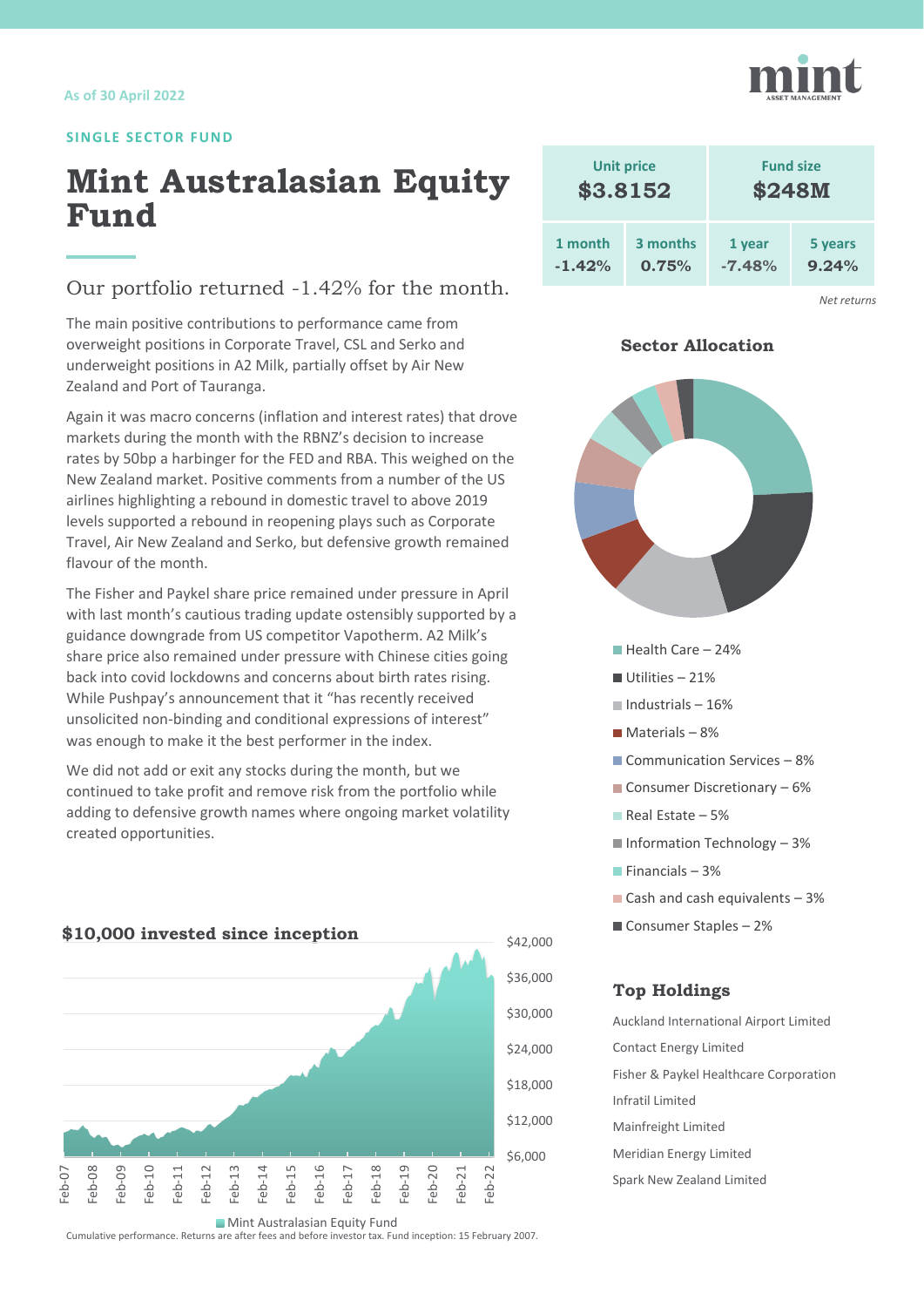As of 30 April 2022

SINGLE SECTOR FUND

# Mint Australasian Equity Fund

| Unit price | | Fund size | |
|---|---|---|---|
| $3.8152 | | $248M | |
| 1 month | 3 months | 1 year | 5 years |
| -1.42% | 0.75% | -7.48% | 9.24% |

*Net returns*

## Our portfolio returned -1.42% for the month.

The main positive contributions to performance came from overweight positions in Corporate Travel, CSL and Serko and underweight positions in A2 Milk, partially offset by Air New Zealand and Port of Tauranga.

Again it was macro concerns (inflation and interest rates) that drove markets during the month with the RBNZ's decision to increase rates by 50bp a harbinger for the FED and RBA. This weighed on the New Zealand market. Positive comments from a number of the US airlines highlighting a rebound in domestic travel to above 2019 levels supported a rebound in reopening plays such as Corporate Travel, Air New Zealand and Serko, but defensive growth remained flavour of the month.

The Fisher and Paykel share price remained under pressure in April with last month's cautious trading update ostensibly supported by a guidance downgrade from US competitor Vapotherm. A2 Milk's share price also remained under pressure with Chinese cities going back into covid lockdowns and concerns about birth rates rising. While Pushpay's announcement that it "has recently received unsolicited non-binding and conditional expressions of interest" was enough to make it the best performer in the index.

We did not add or exit any stocks during the month, but we continued to take profit and remove risk from the portfolio while adding to defensive growth names where ongoing market volatility created opportunities.

### $10,000 invested since inception

Mint Australasian Equity Fund

Cumulative performance. Returns are after fees and before investor tax. Fund inception: 15 February 2007.

### Sector Allocation

- Health Care – 24%
- Utilities – 21%
- Industrials – 16%
- Materials – 8%
- Communication Services – 8%
- Consumer Discretionary – 6%
- Real Estate – 5%
- Information Technology – 3%
- Financials – 3%
- Cash and cash equivalents – 3%
- Consumer Staples – 2%

### Top Holdings

Auckland International Airport Limited
Contact Energy Limited
Fisher & Paykel Healthcare Corporation
Infratil Limited
Mainfreight Limited
Meridian Energy Limited
Spark New Zealand Limited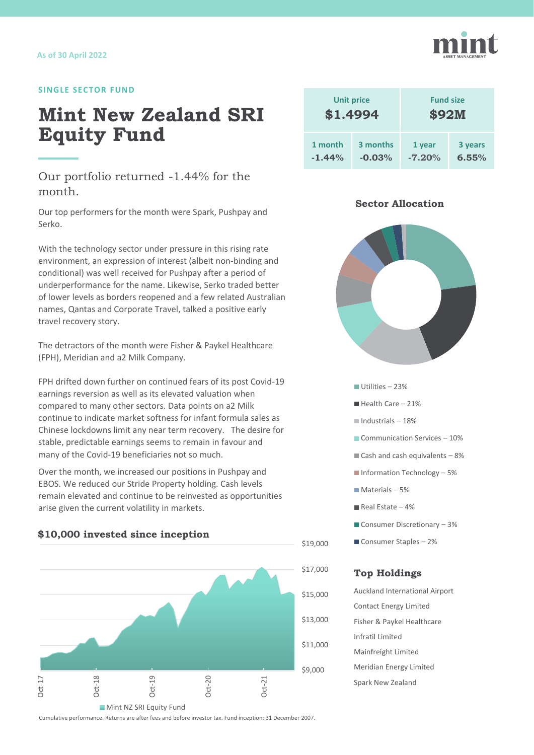As of 30 April 2022

**SINGLE SECTOR FUND**

# Mint New Zealand SRI Equity Fund

| Unit price | | Fund size | |
|---|---|---|---|
| $1.4994 | | $92M | |
| 1 month | 3 months | 1 year | 3 years |
| -1.44% | -0.03% | -7.20% | 6.55% |

## Our portfolio returned -1.44% for the month.

Our top performers for the month were Spark, Pushpay and Serko.

With the technology sector under pressure in this rising rate environment, an expression of interest (albeit non-binding and conditional) was well received for Pushpay after a period of underperformance for the name. Likewise, Serko traded better of lower levels as borders reopened and a few related Australian names, Qantas and Corporate Travel, talked a positive early travel recovery story.

The detractors of the month were Fisher & Paykel Healthcare (FPH), Meridian and a2 Milk Company.

FPH drifted down further on continued fears of its post Covid-19 earnings reversion as well as its elevated valuation when compared to many other sectors. Data points on a2 Milk continue to indicate market softness for infant formula sales as Chinese lockdowns limit any near term recovery. The desire for stable, predictable earnings seems to remain in favour and many of the Covid-19 beneficiaries not so much.

Over the month, we increased our positions in Pushpay and EBOS. We reduced our Stride Property holding. Cash levels remain elevated and continue to be reinvested as opportunities arise given the current volatility in markets.

### Sector Allocation

- Utilities – 23%
- Health Care – 21%
- Industrials – 18%
- Communication Services – 10%
- Cash and cash equivalents – 8%
- Information Technology – 5%
- Materials – 5%
- Real Estate – 4%
- Consumer Discretionary – 3%
- Consumer Staples – 2%

### $10,000 invested since inception

Mint NZ SRI Equity Fund

Cumulative performance. Returns are after fees and before investor tax. Fund inception: 31 December 2007.

### Top Holdings

- Auckland International Airport
- Contact Energy Limited
- Fisher & Paykel Healthcare
- Infratil Limited
- Mainfreight Limited
- Meridian Energy Limited
- Spark New Zealand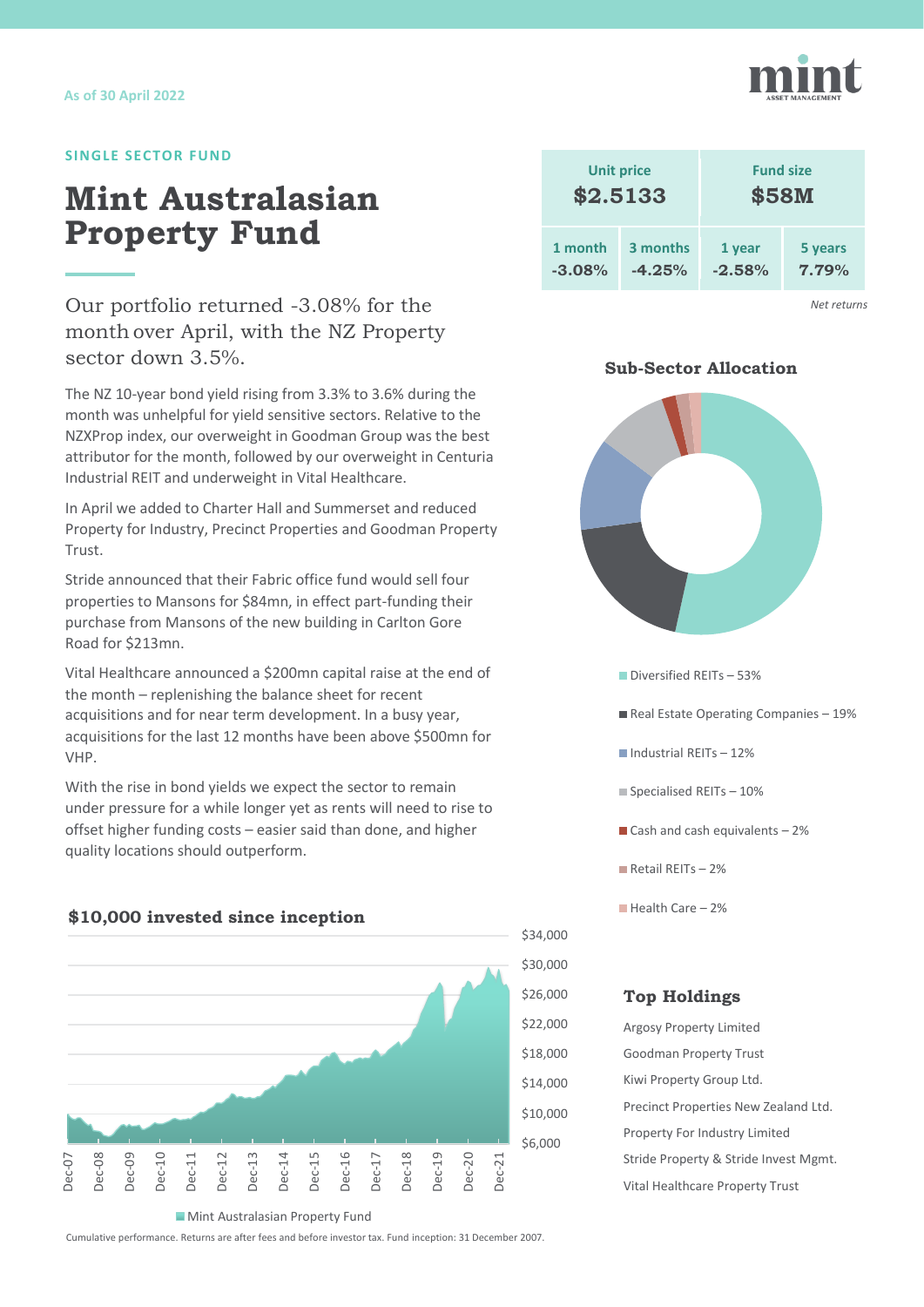As of 30 April 2022

SINGLE SECTOR FUND

# Mint Australasian Property Fund

| Unit price | | Fund size | |
|---|---|---|---|
| $2.5133 | | $58M | |
| 1 month | 3 months | 1 year | 5 years |
| -3.08% | -4.25% | -2.58% | 7.79% |

*Net returns*

Our portfolio returned -3.08% for the month over April, with the NZ Property sector down 3.5%.

The NZ 10-year bond yield rising from 3.3% to 3.6% during the month was unhelpful for yield sensitive sectors. Relative to the NZXProp index, our overweight in Goodman Group was the best attributor for the month, followed by our overweight in Centuria Industrial REIT and underweight in Vital Healthcare.

In April we added to Charter Hall and Summerset and reduced Property for Industry, Precinct Properties and Goodman Property Trust.

Stride announced that their Fabric office fund would sell four properties to Mansons for $84mn, in effect part-funding their purchase from Mansons of the new building in Carlton Gore Road for $213mn.

Vital Healthcare announced a $200mn capital raise at the end of the month – replenishing the balance sheet for recent acquisitions and for near term development. In a busy year, acquisitions for the last 12 months have been above $500mn for VHP.

With the rise in bond yields we expect the sector to remain under pressure for a while longer yet as rents will need to rise to offset higher funding costs – easier said than done, and higher quality locations should outperform.

### Sub-Sector Allocation

- Diversified REITs – 53%
- Real Estate Operating Companies – 19%
- Industrial REITs – 12%
- Specialised REITs – 10%
- Cash and cash equivalents – 2%
- Retail REITs – 2%
- Health Care – 2%

### $10,000 invested since inception

Mint Australasian Property Fund

Cumulative performance. Returns are after fees and before investor tax. Fund inception: 31 December 2007.

### Top Holdings

- Argosy Property Limited
- Goodman Property Trust
- Kiwi Property Group Ltd.
- Precinct Properties New Zealand Ltd.
- Property For Industry Limited
- Stride Property & Stride Invest Mgmt.
- Vital Healthcare Property Trust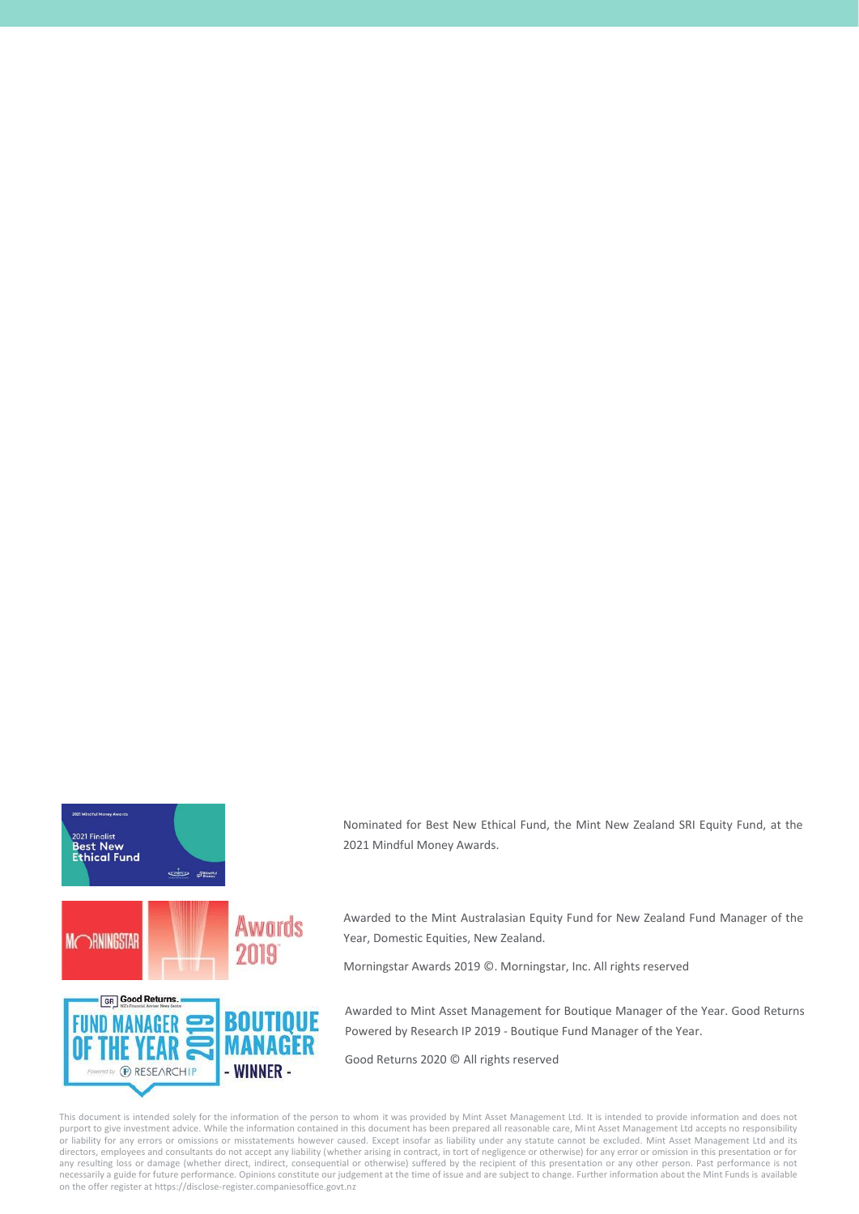Nominated for Best New Ethical Fund, the Mint New Zealand SRI Equity Fund, at the 2021 Mindful Money Awards.

Awarded to the Mint Australasian Equity Fund for New Zealand Fund Manager of the Year, Domestic Equities, New Zealand.

Morningstar Awards 2019 ©. Morningstar, Inc. All rights reserved

Awarded to Mint Asset Management for Boutique Manager of the Year. Good Returns Powered by Research IP 2019 - Boutique Fund Manager of the Year.

Good Returns 2020 © All rights reserved

This document is intended solely for the information of the person to whom it was provided by Mint Asset Management Ltd. It is intended to provide information and does not purport to give investment advice. While the information contained in this document has been prepared all reasonable care, Mint Asset Management Ltd accepts no responsibility or liability for any errors or omissions or misstatements however caused. Except insofar as liability under any statute cannot be excluded. Mint Asset Management Ltd and its directors, employees and consultants do not accept any liability (whether arising in contract, in tort of negligence or otherwise) for any error or omission in this presentation or for any resulting loss or damage (whether direct, indirect, consequential or otherwise) suffered by the recipient of this presentation or any other person. Past performance is not necessarily a guide for future performance. Opinions constitute our judgement at the time of issue and are subject to change. Further information about the Mint Funds is available on the offer register at https://disclose-register.companiesoffice.govt.nz